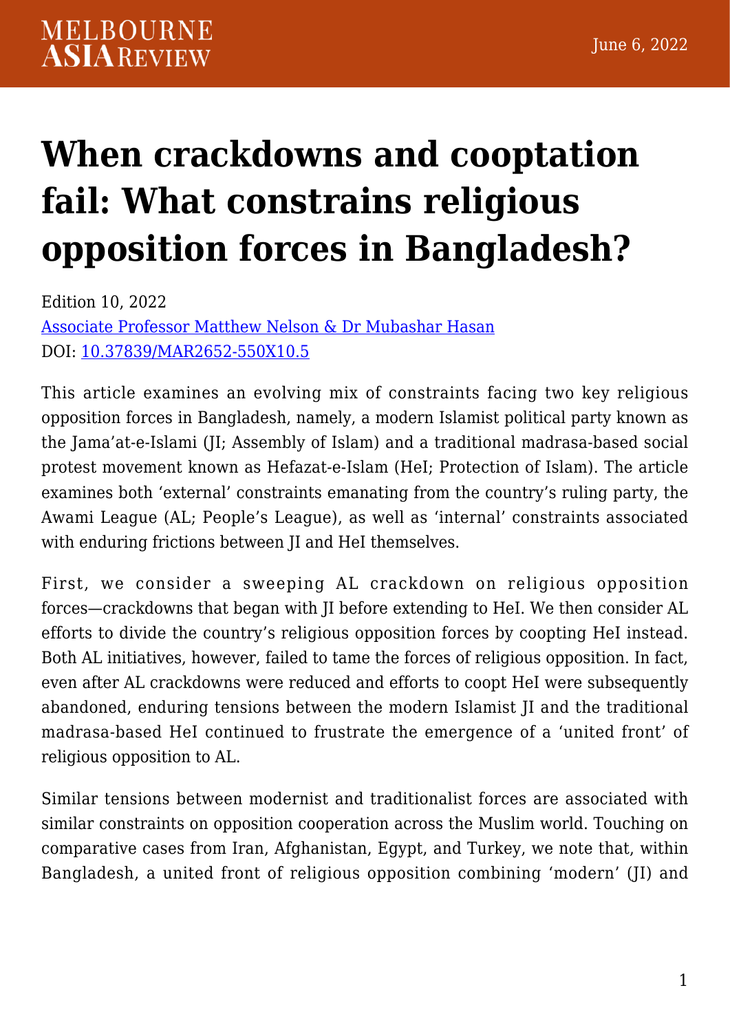# When crackdowns and cooptation fail: What constrains religious opposition forces in Bangladesh?

Edition 10, 2022

[Associate Professor Matthew Nelson & Dr Mubashar Hasan](#)

DOI: [10.37839/MAR2652-550X10.5](#)

This article examines an evolving mix of constraints facing two key religious opposition forces in Bangladesh, namely, a modern Islamist political party known as the Jama'at-e-Islami (JI; Assembly of Islam) and a traditional madrasa-based social protest movement known as Hefazat-e-Islam (HeI; Protection of Islam). The article examines both 'external' constraints emanating from the country's ruling party, the Awami League (AL; People's League), as well as 'internal' constraints associated with enduring frictions between JI and HeI themselves.

First, we consider a sweeping AL crackdown on religious opposition forces—crackdowns that began with JI before extending to HeI. We then consider AL efforts to divide the country's religious opposition forces by coopting HeI instead. Both AL initiatives, however, failed to tame the forces of religious opposition. In fact, even after AL crackdowns were reduced and efforts to coopt HeI were subsequently abandoned, enduring tensions between the modern Islamist JI and the traditional madrasa-based HeI continued to frustrate the emergence of a 'united front' of religious opposition to AL.

Similar tensions between modernist and traditionalist forces are associated with similar constraints on opposition cooperation across the Muslim world. Touching on comparative cases from Iran, Afghanistan, Egypt, and Turkey, we note that, within Bangladesh, a united front of religious opposition combining 'modern' (JI) and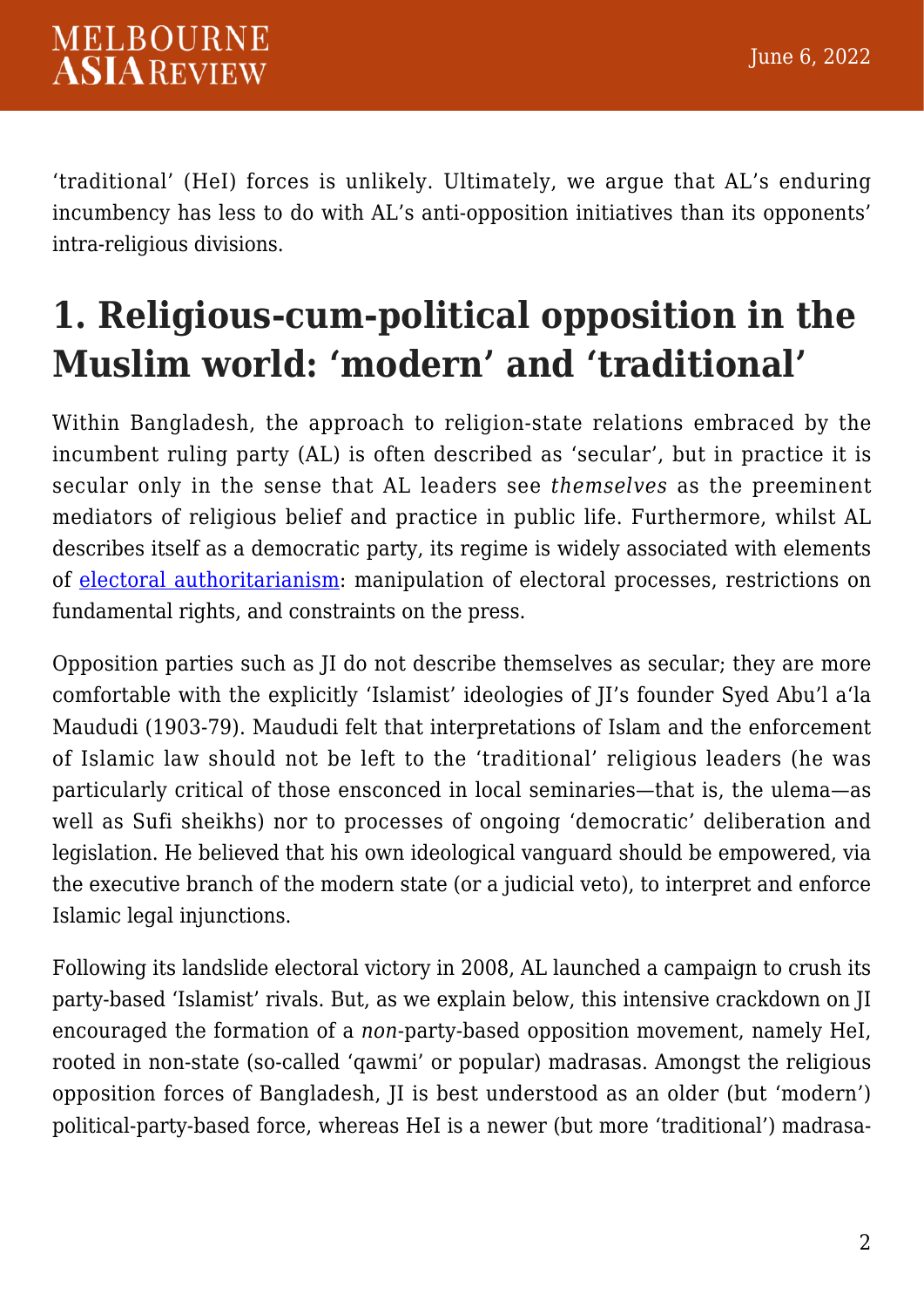'traditional' (HeI) forces is unlikely. Ultimately, we argue that AL's enduring incumbency has less to do with AL's anti-opposition initiatives than its opponents' intra-religious divisions.

# 1. Religious-cum-political opposition in the Muslim world: 'modern' and 'traditional'

Within Bangladesh, the approach to religion-state relations embraced by the incumbent ruling party (AL) is often described as 'secular', but in practice it is secular only in the sense that AL leaders see *themselves* as the preeminent mediators of religious belief and practice in public life. Furthermore, whilst AL describes itself as a democratic party, its regime is widely associated with elements of [electoral authoritarianism](): manipulation of electoral processes, restrictions on fundamental rights, and constraints on the press.

Opposition parties such as JI do not describe themselves as secular; they are more comfortable with the explicitly 'Islamist' ideologies of JI's founder Syed Abu'l a'la Maududi (1903-79). Maududi felt that interpretations of Islam and the enforcement of Islamic law should not be left to the 'traditional' religious leaders (he was particularly critical of those ensconced in local seminaries—that is, the ulema—as well as Sufi sheikhs) nor to processes of ongoing 'democratic' deliberation and legislation. He believed that his own ideological vanguard should be empowered, via the executive branch of the modern state (or a judicial veto), to interpret and enforce Islamic legal injunctions.

Following its landslide electoral victory in 2008, AL launched a campaign to crush its party-based 'Islamist' rivals. But, as we explain below, this intensive crackdown on JI encouraged the formation of a *non*-party-based opposition movement, namely HeI, rooted in non-state (so-called 'qawmi' or popular) madrasas. Amongst the religious opposition forces of Bangladesh, JI is best understood as an older (but 'modern') political-party-based force, whereas HeI is a newer (but more 'traditional') madrasa-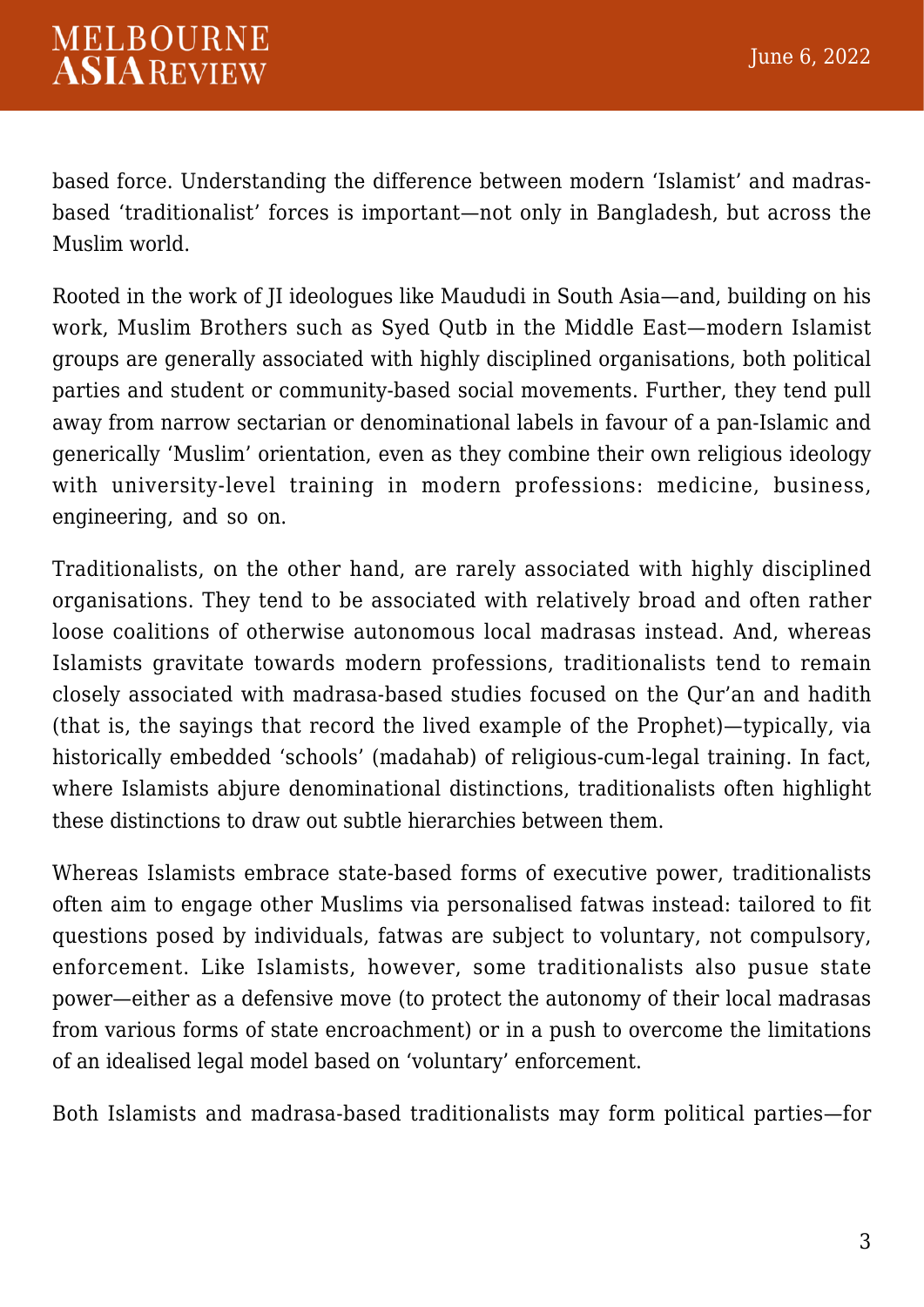based force. Understanding the difference between modern 'Islamist' and madras-based 'traditionalist' forces is important—not only in Bangladesh, but across the Muslim world.

Rooted in the work of JI ideologues like Maududi in South Asia—and, building on his work, Muslim Brothers such as Syed Qutb in the Middle East—modern Islamist groups are generally associated with highly disciplined organisations, both political parties and student or community-based social movements. Further, they tend pull away from narrow sectarian or denominational labels in favour of a pan-Islamic and generically 'Muslim' orientation, even as they combine their own religious ideology with university-level training in modern professions: medicine, business, engineering, and so on.

Traditionalists, on the other hand, are rarely associated with highly disciplined organisations. They tend to be associated with relatively broad and often rather loose coalitions of otherwise autonomous local madrasas instead. And, whereas Islamists gravitate towards modern professions, traditionalists tend to remain closely associated with madrasa-based studies focused on the Qur'an and hadith (that is, the sayings that record the lived example of the Prophet)—typically, via historically embedded 'schools' (madahab) of religious-cum-legal training. In fact, where Islamists abjure denominational distinctions, traditionalists often highlight these distinctions to draw out subtle hierarchies between them.

Whereas Islamists embrace state-based forms of executive power, traditionalists often aim to engage other Muslims via personalised fatwas instead: tailored to fit questions posed by individuals, fatwas are subject to voluntary, not compulsory, enforcement. Like Islamists, however, some traditionalists also pusue state power—either as a defensive move (to protect the autonomy of their local madrasas from various forms of state encroachment) or in a push to overcome the limitations of an idealised legal model based on 'voluntary' enforcement.

Both Islamists and madrasa-based traditionalists may form political parties—for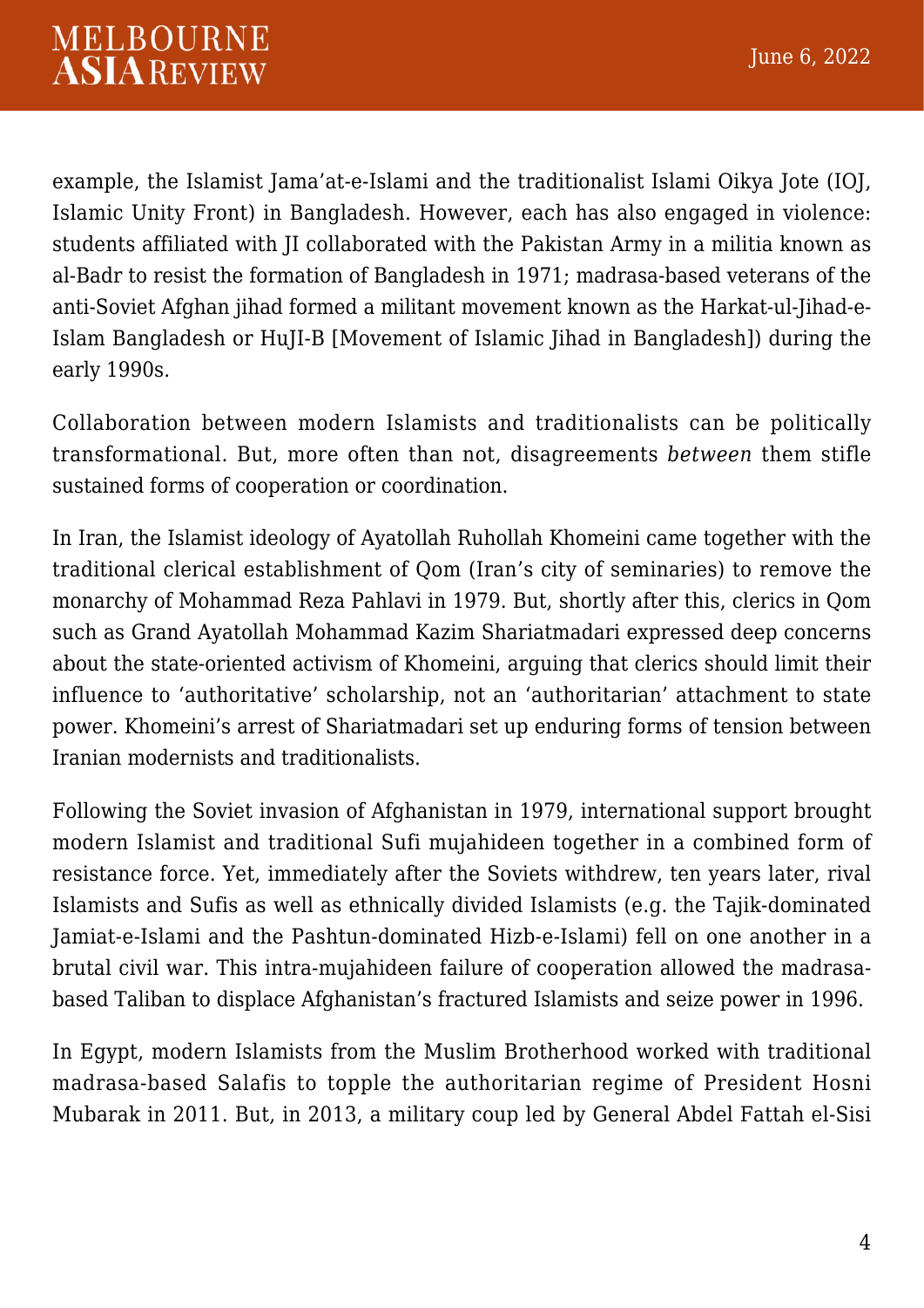example, the Islamist Jama'at-e-Islami and the traditionalist Islami Oikya Jote (IOJ, Islamic Unity Front) in Bangladesh. However, each has also engaged in violence: students affiliated with JI collaborated with the Pakistan Army in a militia known as al-Badr to resist the formation of Bangladesh in 1971; madrasa-based veterans of the anti-Soviet Afghan jihad formed a militant movement known as the Harkat-ul-Jihad-e-Islam Bangladesh or HuJI-B [Movement of Islamic Jihad in Bangladesh]) during the early 1990s.

Collaboration between modern Islamists and traditionalists can be politically transformational. But, more often than not, disagreements *between* them stifle sustained forms of cooperation or coordination.

In Iran, the Islamist ideology of Ayatollah Ruhollah Khomeini came together with the traditional clerical establishment of Qom (Iran's city of seminaries) to remove the monarchy of Mohammad Reza Pahlavi in 1979. But, shortly after this, clerics in Qom such as Grand Ayatollah Mohammad Kazim Shariatmadari expressed deep concerns about the state-oriented activism of Khomeini, arguing that clerics should limit their influence to 'authoritative' scholarship, not an 'authoritarian' attachment to state power. Khomeini's arrest of Shariatmadari set up enduring forms of tension between Iranian modernists and traditionalists.

Following the Soviet invasion of Afghanistan in 1979, international support brought modern Islamist and traditional Sufi mujahideen together in a combined form of resistance force. Yet, immediately after the Soviets withdrew, ten years later, rival Islamists and Sufis as well as ethnically divided Islamists (e.g. the Tajik-dominated Jamiat-e-Islami and the Pashtun-dominated Hizb-e-Islami) fell on one another in a brutal civil war. This intra-mujahideen failure of cooperation allowed the madrasa-based Taliban to displace Afghanistan's fractured Islamists and seize power in 1996.

In Egypt, modern Islamists from the Muslim Brotherhood worked with traditional madrasa-based Salafis to topple the authoritarian regime of President Hosni Mubarak in 2011. But, in 2013, a military coup led by General Abdel Fattah el-Sisi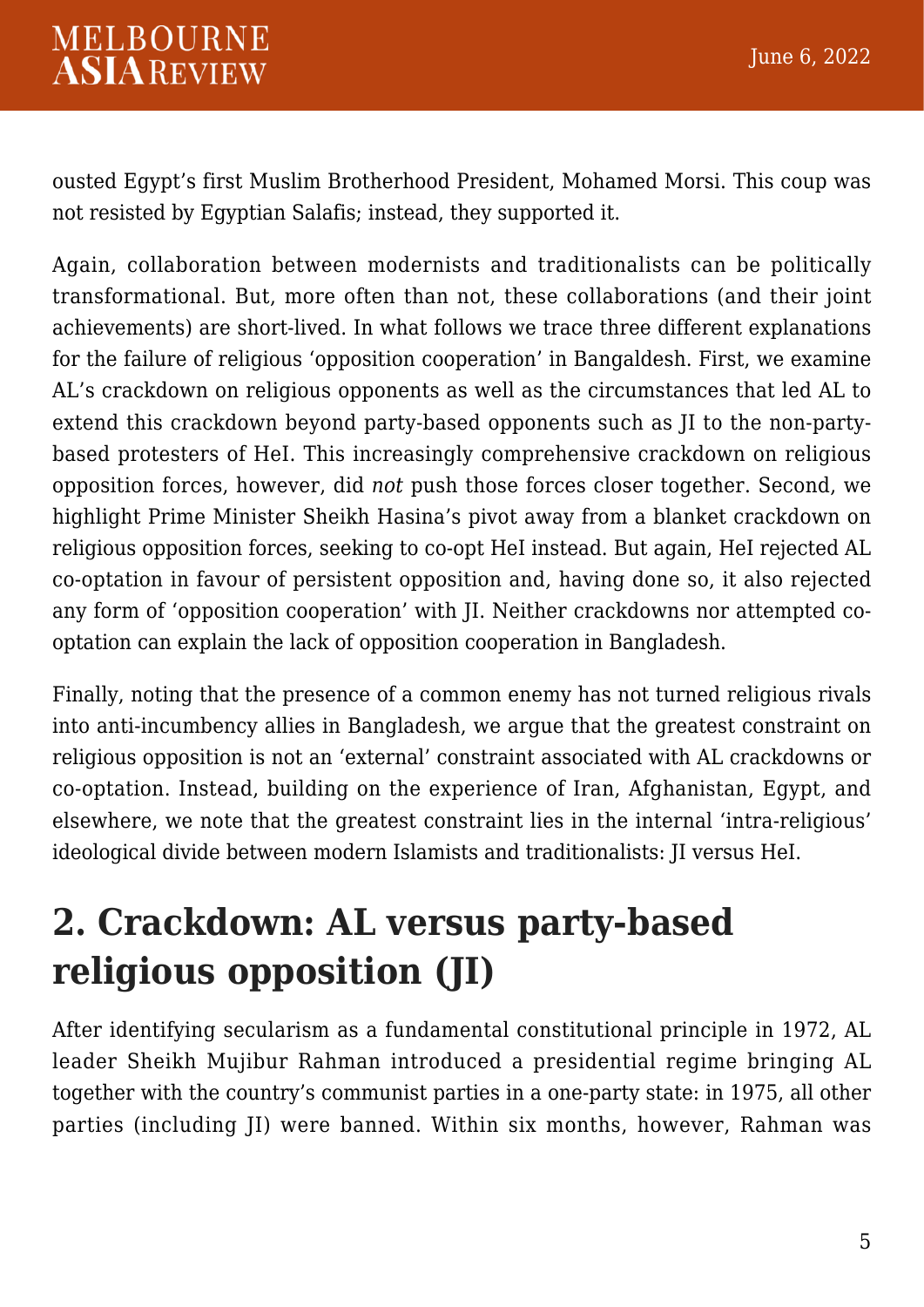ousted Egypt's first Muslim Brotherhood President, Mohamed Morsi. This coup was not resisted by Egyptian Salafis; instead, they supported it.

Again, collaboration between modernists and traditionalists can be politically transformational. But, more often than not, these collaborations (and their joint achievements) are short-lived. In what follows we trace three different explanations for the failure of religious 'opposition cooperation' in Bangaldesh. First, we examine AL's crackdown on religious opponents as well as the circumstances that led AL to extend this crackdown beyond party-based opponents such as JI to the non-party-based protesters of HeI. This increasingly comprehensive crackdown on religious opposition forces, however, did *not* push those forces closer together. Second, we highlight Prime Minister Sheikh Hasina's pivot away from a blanket crackdown on religious opposition forces, seeking to co-opt HeI instead. But again, HeI rejected AL co-optation in favour of persistent opposition and, having done so, it also rejected any form of 'opposition cooperation' with JI. Neither crackdowns nor attempted co-optation can explain the lack of opposition cooperation in Bangladesh.

Finally, noting that the presence of a common enemy has not turned religious rivals into anti-incumbency allies in Bangladesh, we argue that the greatest constraint on religious opposition is not an 'external' constraint associated with AL crackdowns or co-optation. Instead, building on the experience of Iran, Afghanistan, Egypt, and elsewhere, we note that the greatest constraint lies in the internal 'intra-religious' ideological divide between modern Islamists and traditionalists: JI versus HeI.

## 2. Crackdown: AL versus party-based religious opposition (JI)

After identifying secularism as a fundamental constitutional principle in 1972, AL leader Sheikh Mujibur Rahman introduced a presidential regime bringing AL together with the country's communist parties in a one-party state: in 1975, all other parties (including JI) were banned. Within six months, however, Rahman was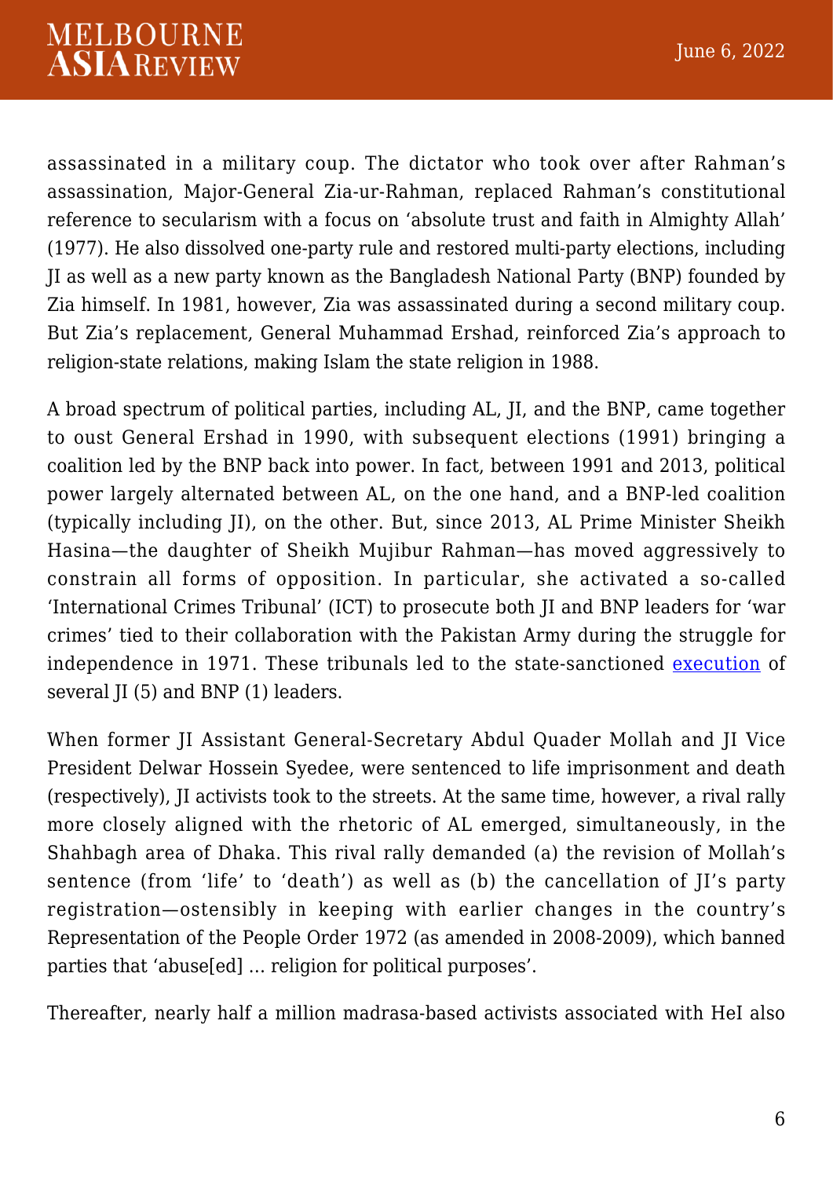assassinated in a military coup. The dictator who took over after Rahman's assassination, Major-General Zia-ur-Rahman, replaced Rahman's constitutional reference to secularism with a focus on 'absolute trust and faith in Almighty Allah' (1977). He also dissolved one-party rule and restored multi-party elections, including JI as well as a new party known as the Bangladesh National Party (BNP) founded by Zia himself. In 1981, however, Zia was assassinated during a second military coup. But Zia's replacement, General Muhammad Ershad, reinforced Zia's approach to religion-state relations, making Islam the state religion in 1988.

A broad spectrum of political parties, including AL, JI, and the BNP, came together to oust General Ershad in 1990, with subsequent elections (1991) bringing a coalition led by the BNP back into power. In fact, between 1991 and 2013, political power largely alternated between AL, on the one hand, and a BNP-led coalition (typically including JI), on the other. But, since 2013, AL Prime Minister Sheikh Hasina—the daughter of Sheikh Mujibur Rahman—has moved aggressively to constrain all forms of opposition. In particular, she activated a so-called 'International Crimes Tribunal' (ICT) to prosecute both JI and BNP leaders for 'war crimes' tied to their collaboration with the Pakistan Army during the struggle for independence in 1971. These tribunals led to the state-sanctioned execution of several JI (5) and BNP (1) leaders.

When former JI Assistant General-Secretary Abdul Quader Mollah and JI Vice President Delwar Hossein Syedee, were sentenced to life imprisonment and death (respectively), JI activists took to the streets. At the same time, however, a rival rally more closely aligned with the rhetoric of AL emerged, simultaneously, in the Shahbagh area of Dhaka. This rival rally demanded (a) the revision of Mollah's sentence (from 'life' to 'death') as well as (b) the cancellation of JI's party registration—ostensibly in keeping with earlier changes in the country's Representation of the People Order 1972 (as amended in 2008-2009), which banned parties that 'abuse[ed] … religion for political purposes'.

Thereafter, nearly half a million madrasa-based activists associated with HeI also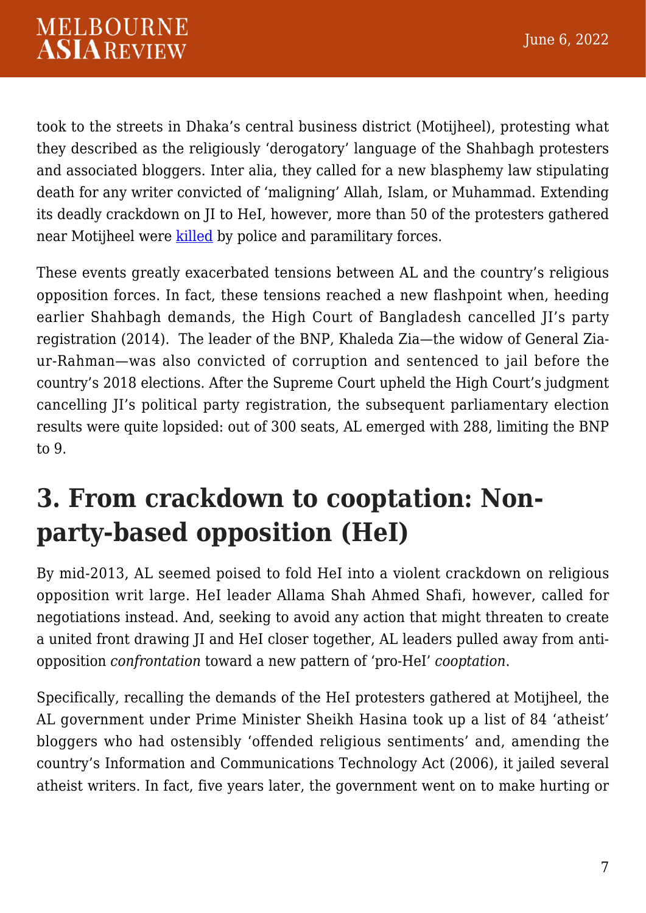took to the streets in Dhaka's central business district (Motijheel), protesting what they described as the religiously 'derogatory' language of the Shahbagh protesters and associated bloggers. Inter alia, they called for a new blasphemy law stipulating death for any writer convicted of 'maligning' Allah, Islam, or Muhammad. Extending its deadly crackdown on JI to HeI, however, more than 50 of the protesters gathered near Motijheel were killed by police and paramilitary forces.

These events greatly exacerbated tensions between AL and the country's religious opposition forces. In fact, these tensions reached a new flashpoint when, heeding earlier Shahbagh demands, the High Court of Bangladesh cancelled JI's party registration (2014). The leader of the BNP, Khaleda Zia—the widow of General Zia-ur-Rahman—was also convicted of corruption and sentenced to jail before the country's 2018 elections. After the Supreme Court upheld the High Court's judgment cancelling JI's political party registration, the subsequent parliamentary election results were quite lopsided: out of 300 seats, AL emerged with 288, limiting the BNP to 9.

## 3. From crackdown to cooptation: Non-party-based opposition (HeI)

By mid-2013, AL seemed poised to fold HeI into a violent crackdown on religious opposition writ large. HeI leader Allama Shah Ahmed Shafi, however, called for negotiations instead. And, seeking to avoid any action that might threaten to create a united front drawing JI and HeI closer together, AL leaders pulled away from anti-opposition *confrontation* toward a new pattern of 'pro-HeI' *cooptation*.

Specifically, recalling the demands of the HeI protesters gathered at Motijheel, the AL government under Prime Minister Sheikh Hasina took up a list of 84 'atheist' bloggers who had ostensibly 'offended religious sentiments' and, amending the country's Information and Communications Technology Act (2006), it jailed several atheist writers. In fact, five years later, the government went on to make hurting or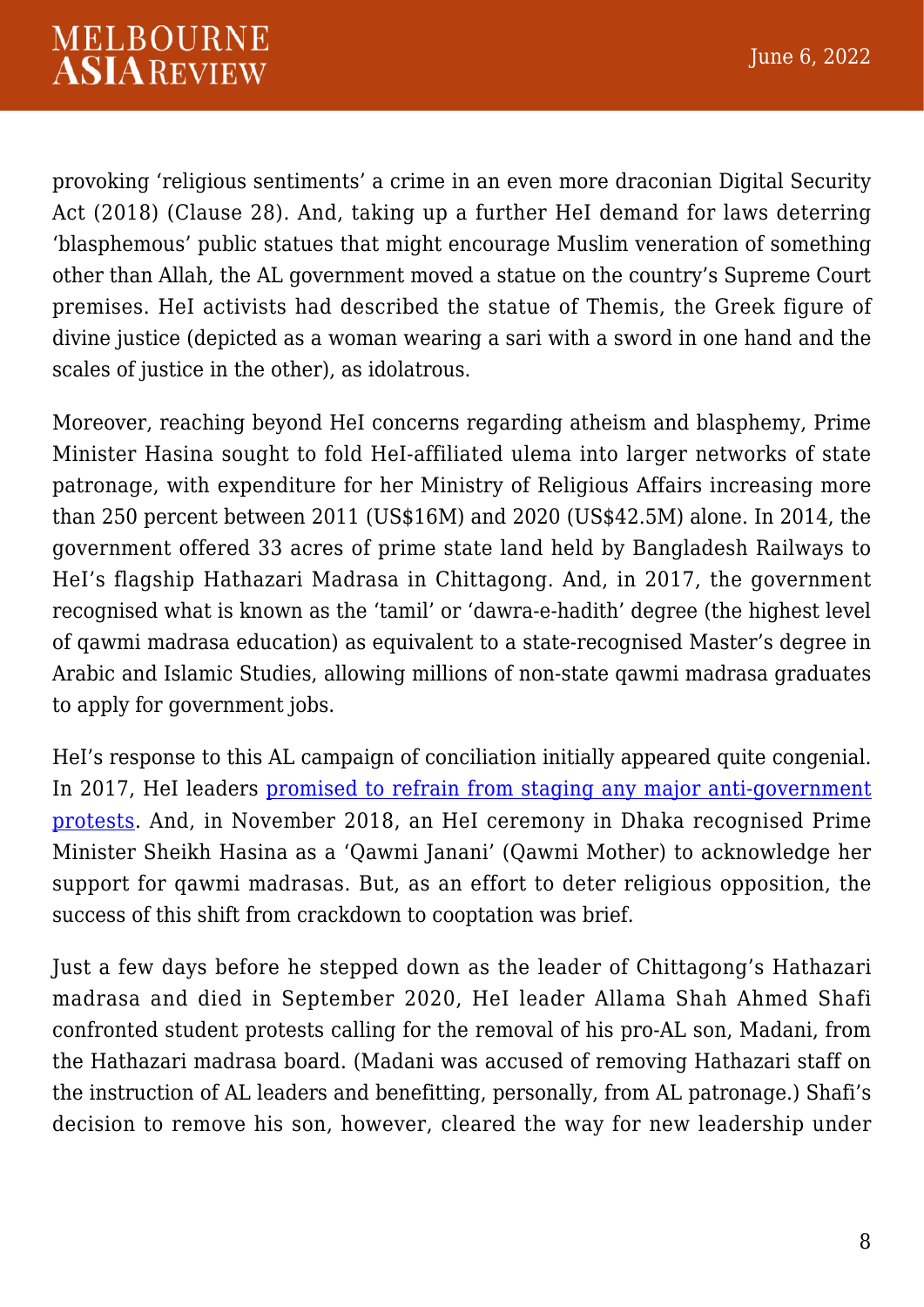provoking 'religious sentiments' a crime in an even more draconian Digital Security Act (2018) (Clause 28). And, taking up a further HeI demand for laws deterring 'blasphemous' public statues that might encourage Muslim veneration of something other than Allah, the AL government moved a statue on the country's Supreme Court premises. HeI activists had described the statue of Themis, the Greek figure of divine justice (depicted as a woman wearing a sari with a sword in one hand and the scales of justice in the other), as idolatrous.

Moreover, reaching beyond HeI concerns regarding atheism and blasphemy, Prime Minister Hasina sought to fold HeI-affiliated ulema into larger networks of state patronage, with expenditure for her Ministry of Religious Affairs increasing more than 250 percent between 2011 (US$16M) and 2020 (US$42.5M) alone. In 2014, the government offered 33 acres of prime state land held by Bangladesh Railways to HeI's flagship Hathazari Madrasa in Chittagong. And, in 2017, the government recognised what is known as the 'tamil' or 'dawra-e-hadith' degree (the highest level of qawmi madrasa education) as equivalent to a state-recognised Master's degree in Arabic and Islamic Studies, allowing millions of non-state qawmi madrasa graduates to apply for government jobs.

HeI's response to this AL campaign of conciliation initially appeared quite congenial. In 2017, HeI leaders promised to refrain from staging any major anti-government protests. And, in November 2018, an HeI ceremony in Dhaka recognised Prime Minister Sheikh Hasina as a 'Qawmi Janani' (Qawmi Mother) to acknowledge her support for qawmi madrasas. But, as an effort to deter religious opposition, the success of this shift from crackdown to cooptation was brief.

Just a few days before he stepped down as the leader of Chittagong's Hathazari madrasa and died in September 2020, HeI leader Allama Shah Ahmed Shafi confronted student protests calling for the removal of his pro-AL son, Madani, from the Hathazari madrasa board. (Madani was accused of removing Hathazari staff on the instruction of AL leaders and benefitting, personally, from AL patronage.) Shafi's decision to remove his son, however, cleared the way for new leadership under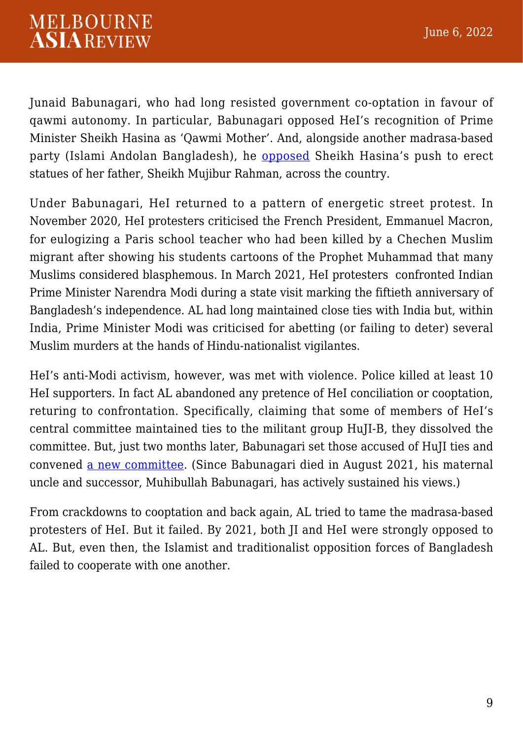Junaid Babunagari, who had long resisted government co-optation in favour of qawmi autonomy. In particular, Babunagari opposed HeI's recognition of Prime Minister Sheikh Hasina as 'Qawmi Mother'. And, alongside another madrasa-based party (Islami Andolan Bangladesh), he opposed Sheikh Hasina's push to erect statues of her father, Sheikh Mujibur Rahman, across the country.

Under Babunagari, HeI returned to a pattern of energetic street protest. In November 2020, HeI protesters criticised the French President, Emmanuel Macron, for eulogizing a Paris school teacher who had been killed by a Chechen Muslim migrant after showing his students cartoons of the Prophet Muhammad that many Muslims considered blasphemous. In March 2021, HeI protesters  confronted Indian Prime Minister Narendra Modi during a state visit marking the fiftieth anniversary of Bangladesh's independence. AL had long maintained close ties with India but, within India, Prime Minister Modi was criticised for abetting (or failing to deter) several Muslim murders at the hands of Hindu-nationalist vigilantes.

HeI's anti-Modi activism, however, was met with violence. Police killed at least 10 HeI supporters. In fact AL abandoned any pretence of HeI conciliation or cooptation, returing to confrontation. Specifically, claiming that some of members of HeI's central committee maintained ties to the militant group HuJI-B, they dissolved the committee. But, just two months later, Babunagari set those accused of HuJI ties and convened a new committee. (Since Babunagari died in August 2021, his maternal uncle and successor, Muhibullah Babunagari, has actively sustained his views.)

From crackdowns to cooptation and back again, AL tried to tame the madrasa-based protesters of HeI. But it failed. By 2021, both JI and HeI were strongly opposed to AL. But, even then, the Islamist and traditionalist opposition forces of Bangladesh failed to cooperate with one another.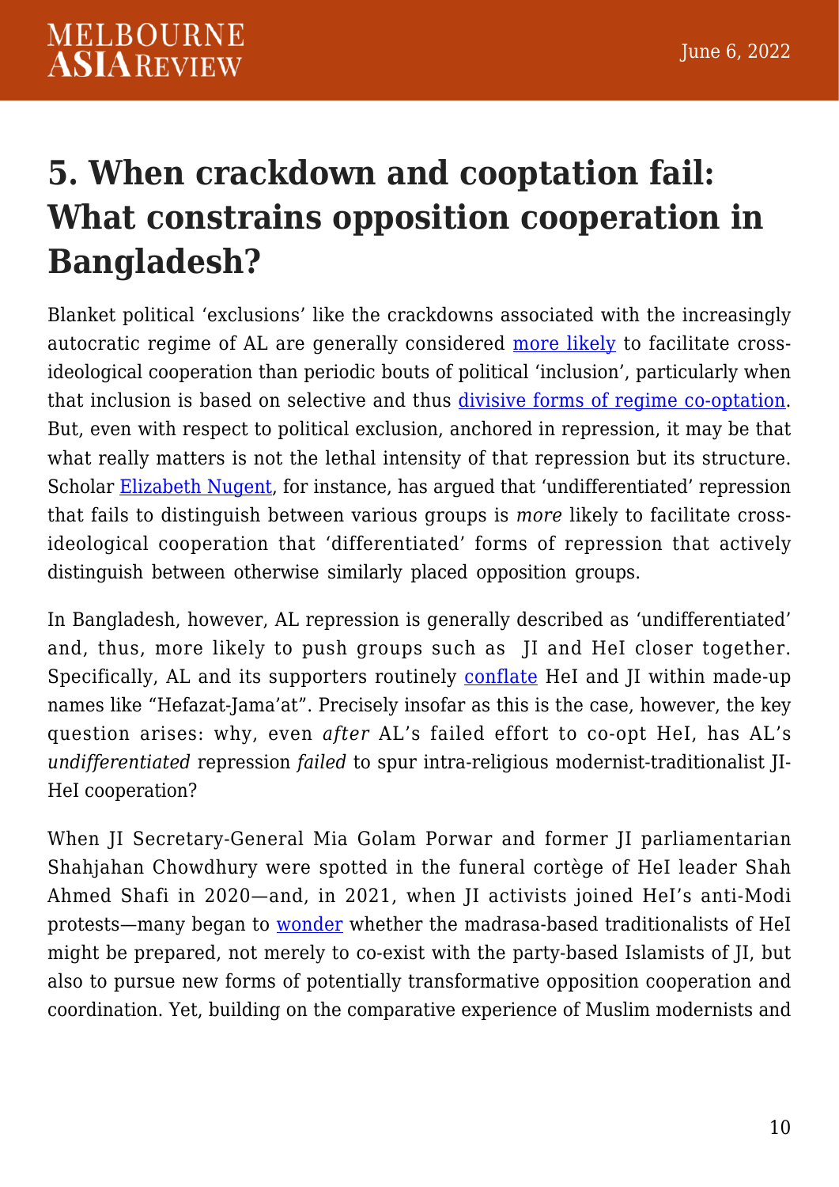# 5. When crackdown and cooptation fail: What constrains opposition cooperation in Bangladesh?

Blanket political 'exclusions' like the crackdowns associated with the increasingly autocratic regime of AL are generally considered more likely to facilitate cross-ideological cooperation than periodic bouts of political 'inclusion', particularly when that inclusion is based on selective and thus divisive forms of regime co-optation. But, even with respect to political exclusion, anchored in repression, it may be that what really matters is not the lethal intensity of that repression but its structure. Scholar Elizabeth Nugent, for instance, has argued that 'undifferentiated' repression that fails to distinguish between various groups is *more* likely to facilitate cross-ideological cooperation that 'differentiated' forms of repression that actively distinguish between otherwise similarly placed opposition groups.

In Bangladesh, however, AL repression is generally described as 'undifferentiated' and, thus, more likely to push groups such as JI and HeI closer together. Specifically, AL and its supporters routinely conflate HeI and JI within made-up names like "Hefazat-Jama'at". Precisely insofar as this is the case, however, the key question arises: why, even *after* AL's failed effort to co-opt HeI, has AL's *undifferentiated* repression *failed* to spur intra-religious modernist-traditionalist JI-HeI cooperation?

When JI Secretary-General Mia Golam Porwar and former JI parliamentarian Shahjahan Chowdhury were spotted in the funeral cortège of HeI leader Shah Ahmed Shafi in 2020—and, in 2021, when JI activists joined HeI's anti-Modi protests—many began to wonder whether the madrasa-based traditionalists of HeI might be prepared, not merely to co-exist with the party-based Islamists of JI, but also to pursue new forms of potentially transformative opposition cooperation and coordination. Yet, building on the comparative experience of Muslim modernists and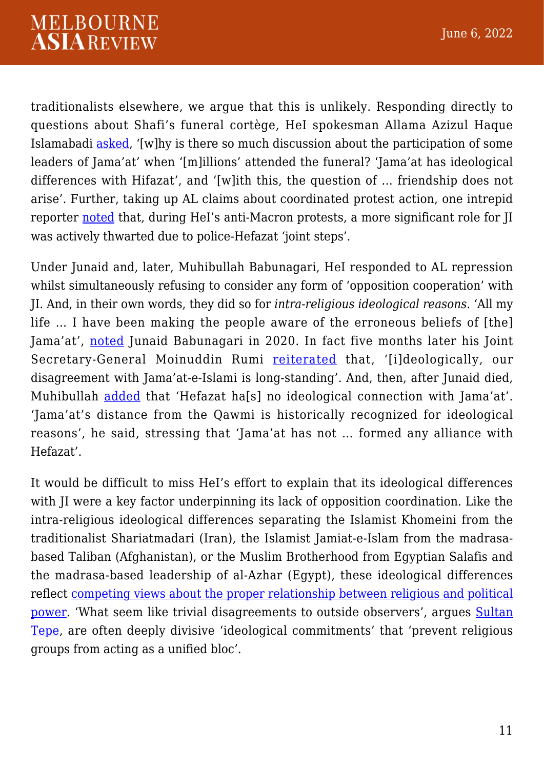traditionalists elsewhere, we argue that this is unlikely. Responding directly to questions about Shafi's funeral cortège, HeI spokesman Allama Azizul Haque Islamabadi asked, '[w]hy is there so much discussion about the participation of some leaders of Jama'at' when '[m]illions' attended the funeral? 'Jama'at has ideological differences with Hifazat', and '[w]ith this, the question of … friendship does not arise'. Further, taking up AL claims about coordinated protest action, one intrepid reporter noted that, during HeI's anti-Macron protests, a more significant role for JI was actively thwarted due to police-Hefazat 'joint steps'.

Under Junaid and, later, Muhibullah Babunagari, HeI responded to AL repression whilst simultaneously refusing to consider any form of 'opposition cooperation' with JI. And, in their own words, they did so for *intra-religious ideological reasons*. 'All my life … I have been making the people aware of the erroneous beliefs of [the] Jama'at', noted Junaid Babunagari in 2020. In fact five months later his Joint Secretary-General Moinuddin Rumi reiterated that, '[i]deologically, our disagreement with Jama'at-e-Islami is long-standing'. And, then, after Junaid died, Muhibullah added that 'Hefazat ha[s] no ideological connection with Jama'at'. 'Jama'at's distance from the Qawmi is historically recognized for ideological reasons', he said, stressing that 'Jama'at has not … formed any alliance with Hefazat'.

It would be difficult to miss HeI's effort to explain that its ideological differences with JI were a key factor underpinning its lack of opposition coordination. Like the intra-religious ideological differences separating the Islamist Khomeini from the traditionalist Shariatmadari (Iran), the Islamist Jamiat-e-Islam from the madrasa-based Taliban (Afghanistan), or the Muslim Brotherhood from Egyptian Salafis and the madrasa-based leadership of al-Azhar (Egypt), these ideological differences reflect competing views about the proper relationship between religious and political power. 'What seem like trivial disagreements to outside observers', argues Sultan Tepe, are often deeply divisive 'ideological commitments' that 'prevent religious groups from acting as a unified bloc'.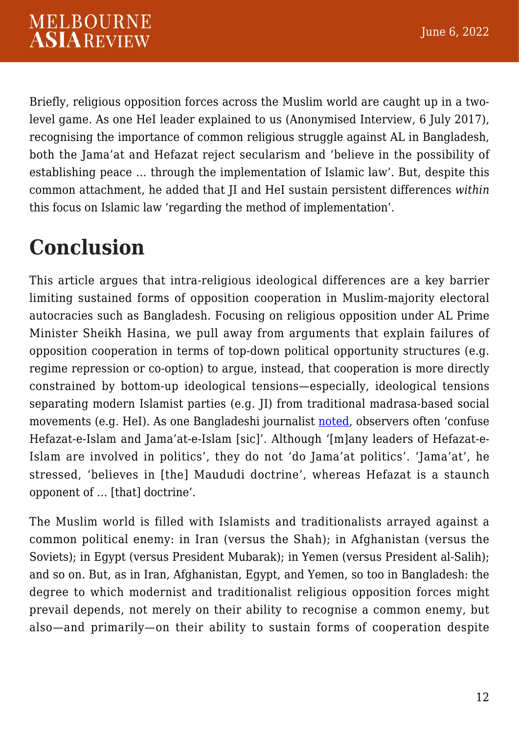Briefly, religious opposition forces across the Muslim world are caught up in a two-level game. As one HeI leader explained to us (Anonymised Interview, 6 July 2017), recognising the importance of common religious struggle against AL in Bangladesh, both the Jama'at and Hefazat reject secularism and 'believe in the possibility of establishing peace … through the implementation of Islamic law'. But, despite this common attachment, he added that JI and HeI sustain persistent differences *within* this focus on Islamic law 'regarding the method of implementation'.

# Conclusion

This article argues that intra-religious ideological differences are a key barrier limiting sustained forms of opposition cooperation in Muslim-majority electoral autocracies such as Bangladesh. Focusing on religious opposition under AL Prime Minister Sheikh Hasina, we pull away from arguments that explain failures of opposition cooperation in terms of top-down political opportunity structures (e.g. regime repression or co-option) to argue, instead, that cooperation is more directly constrained by bottom-up ideological tensions—especially, ideological tensions separating modern Islamist parties (e.g. JI) from traditional madrasa-based social movements (e.g. HeI). As one Bangladeshi journalist noted, observers often 'confuse Hefazat-e-Islam and Jama'at-e-Islam [sic]'. Although '[m]any leaders of Hefazat-e-Islam are involved in politics', they do not 'do Jama'at politics'. 'Jama'at', he stressed, 'believes in [the] Maududi doctrine', whereas Hefazat is a staunch opponent of … [that] doctrine'.

The Muslim world is filled with Islamists and traditionalists arrayed against a common political enemy: in Iran (versus the Shah); in Afghanistan (versus the Soviets); in Egypt (versus President Mubarak); in Yemen (versus President al-Salih); and so on. But, as in Iran, Afghanistan, Egypt, and Yemen, so too in Bangladesh: the degree to which modernist and traditionalist religious opposition forces might prevail depends, not merely on their ability to recognise a common enemy, but also—and primarily—on their ability to sustain forms of cooperation despite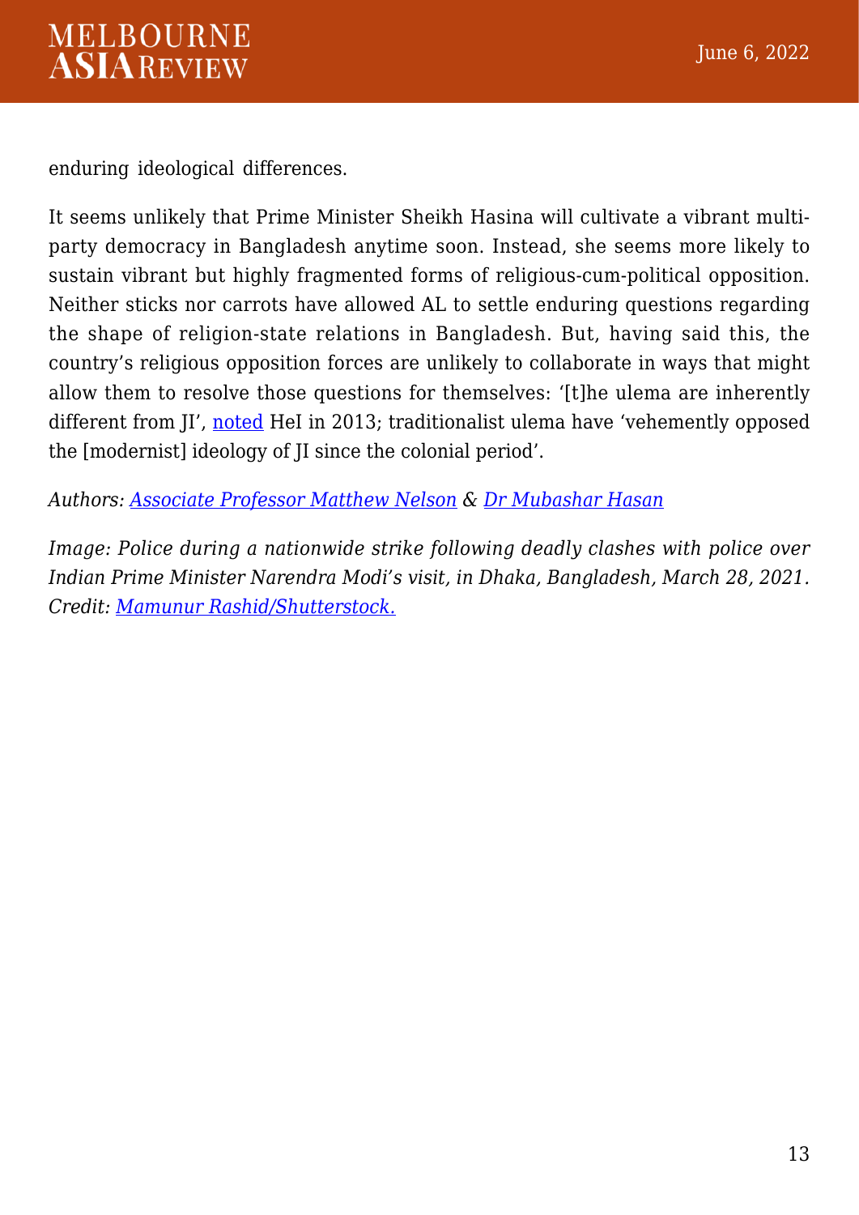enduring ideological differences.

It seems unlikely that Prime Minister Sheikh Hasina will cultivate a vibrant multi-party democracy in Bangladesh anytime soon. Instead, she seems more likely to sustain vibrant but highly fragmented forms of religious-cum-political opposition. Neither sticks nor carrots have allowed AL to settle enduring questions regarding the shape of religion-state relations in Bangladesh. But, having said this, the country's religious opposition forces are unlikely to collaborate in ways that might allow them to resolve those questions for themselves: '[t]he ulema are inherently different from JI', noted HeI in 2013; traditionalist ulema have 'vehemently opposed the [modernist] ideology of JI since the colonial period'.

*Authors: Associate Professor Matthew Nelson & Dr Mubashar Hasan*

*Image: Police during a nationwide strike following deadly clashes with police over Indian Prime Minister Narendra Modi's visit, in Dhaka, Bangladesh, March 28, 2021. Credit: Mamunur Rashid/Shutterstock.*